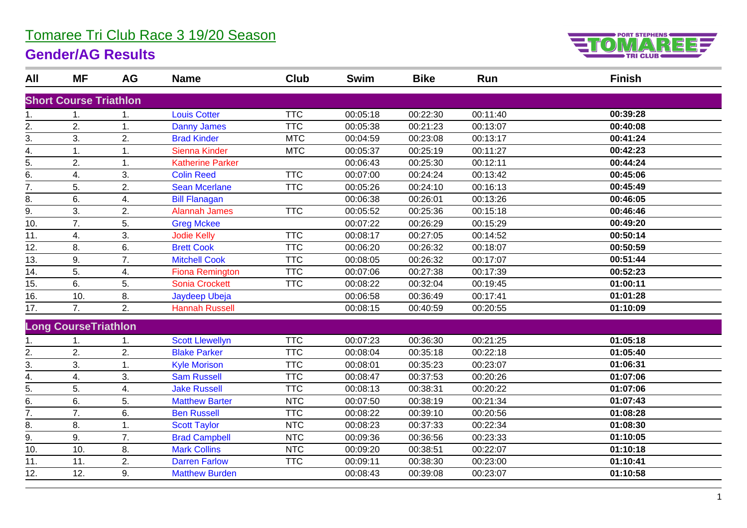# Tomaree Tri Club Race 3 19/20 Season

## Gender/AG Results

| All | MF | AG | Name | Club | Swim | Bike | Run | Finish |
|---|---|---|---|---|---|---|---|---|
| **Short Course Triathlon** | | | | | | | | |
| 1. | 1. | 1. | Louis Cotter | TTC | 00:05:18 | 00:22:30 | 00:11:40 | **00:39:28** |
| 2. | 2. | 1. | Danny James | TTC | 00:05:38 | 00:21:23 | 00:13:07 | **00:40:08** |
| 3. | 3. | 2. | Brad Kinder | MTC | 00:04:59 | 00:23:08 | 00:13:17 | **00:41:24** |
| 4. | 1. | 1. | Sienna Kinder | MTC | 00:05:37 | 00:25:19 | 00:11:27 | **00:42:23** |
| 5. | 2. | 1. | Katherine Parker | | 00:06:43 | 00:25:30 | 00:12:11 | **00:44:24** |
| 6. | 4. | 3. | Colin Reed | TTC | 00:07:00 | 00:24:24 | 00:13:42 | **00:45:06** |
| 7. | 5. | 2. | Sean Mcerlane | TTC | 00:05:26 | 00:24:10 | 00:16:13 | **00:45:49** |
| 8. | 6. | 4. | Bill Flanagan | | 00:06:38 | 00:26:01 | 00:13:26 | **00:46:05** |
| 9. | 3. | 2. | Alannah James | TTC | 00:05:52 | 00:25:36 | 00:15:18 | **00:46:46** |
| 10. | 7. | 5. | Greg Mckee | | 00:07:22 | 00:26:29 | 00:15:29 | **00:49:20** |
| 11. | 4. | 3. | Jodie Kelly | TTC | 00:08:17 | 00:27:05 | 00:14:52 | **00:50:14** |
| 12. | 8. | 6. | Brett Cook | TTC | 00:06:20 | 00:26:32 | 00:18:07 | **00:50:59** |
| 13. | 9. | 7. | Mitchell Cook | TTC | 00:08:05 | 00:26:32 | 00:17:07 | **00:51:44** |
| 14. | 5. | 4. | Fiona Remington | TTC | 00:07:06 | 00:27:38 | 00:17:39 | **00:52:23** |
| 15. | 6. | 5. | Sonia Crockett | TTC | 00:08:22 | 00:32:04 | 00:19:45 | **01:00:11** |
| 16. | 10. | 8. | Jaydeep Ubeja | | 00:06:58 | 00:36:49 | 00:17:41 | **01:01:28** |
| 17. | 7. | 2. | Hannah Russell | | 00:08:15 | 00:40:59 | 00:20:55 | **01:10:09** |
| **Long CourseTriathlon** | | | | | | | | |
| 1. | 1. | 1. | Scott Llewellyn | TTC | 00:07:23 | 00:36:30 | 00:21:25 | **01:05:18** |
| 2. | 2. | 2. | Blake Parker | TTC | 00:08:04 | 00:35:18 | 00:22:18 | **01:05:40** |
| 3. | 3. | 1. | Kyle Morison | TTC | 00:08:01 | 00:35:23 | 00:23:07 | **01:06:31** |
| 4. | 4. | 3. | Sam Russell | TTC | 00:08:47 | 00:37:53 | 00:20:26 | **01:07:06** |
| 5. | 5. | 4. | Jake Russell | TTC | 00:08:13 | 00:38:31 | 00:20:22 | **01:07:06** |
| 6. | 6. | 5. | Matthew Barter | NTC | 00:07:50 | 00:38:19 | 00:21:34 | **01:07:43** |
| 7. | 7. | 6. | Ben Russell | TTC | 00:08:22 | 00:39:10 | 00:20:56 | **01:08:28** |
| 8. | 8. | 1. | Scott Taylor | NTC | 00:08:23 | 00:37:33 | 00:22:34 | **01:08:30** |
| 9. | 9. | 7. | Brad Campbell | NTC | 00:09:36 | 00:36:56 | 00:23:33 | **01:10:05** |
| 10. | 10. | 8. | Mark Collins | NTC | 00:09:20 | 00:38:51 | 00:22:07 | **01:10:18** |
| 11. | 11. | 2. | Darren Farlow | TTC | 00:09:11 | 00:38:30 | 00:23:00 | **01:10:41** |
| 12. | 12. | 9. | Matthew Burden | | 00:08:43 | 00:39:08 | 00:23:07 | **01:10:58** |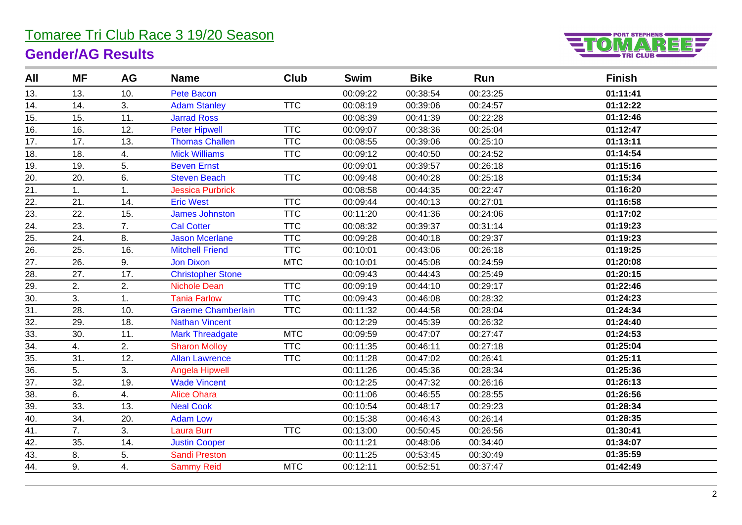# Tomaree Tri Club Race 3 19/20 Season

## Gender/AG Results

| All | MF | AG | Name | Club | Swim | Bike | Run | Finish |
|---|---|---|---|---|---|---|---|---|
| 13. | 13. | 10. | Pete Bacon | | 00:09:22 | 00:38:54 | 00:23:25 | **01:11:41** |
| 14. | 14. | 3. | Adam Stanley | TTC | 00:08:19 | 00:39:06 | 00:24:57 | **01:12:22** |
| 15. | 15. | 11. | Jarrad Ross | | 00:08:39 | 00:41:39 | 00:22:28 | **01:12:46** |
| 16. | 16. | 12. | Peter Hipwell | TTC | 00:09:07 | 00:38:36 | 00:25:04 | **01:12:47** |
| 17. | 17. | 13. | Thomas Challen | TTC | 00:08:55 | 00:39:06 | 00:25:10 | **01:13:11** |
| 18. | 18. | 4. | Mick Williams | TTC | 00:09:12 | 00:40:50 | 00:24:52 | **01:14:54** |
| 19. | 19. | 5. | Beven Ernst | | 00:09:01 | 00:39:57 | 00:26:18 | **01:15:16** |
| 20. | 20. | 6. | Steven Beach | TTC | 00:09:48 | 00:40:28 | 00:25:18 | **01:15:34** |
| 21. | 1. | 1. | Jessica Purbrick | | 00:08:58 | 00:44:35 | 00:22:47 | **01:16:20** |
| 22. | 21. | 14. | Eric West | TTC | 00:09:44 | 00:40:13 | 00:27:01 | **01:16:58** |
| 23. | 22. | 15. | James Johnston | TTC | 00:11:20 | 00:41:36 | 00:24:06 | **01:17:02** |
| 24. | 23. | 7. | Cal Cotter | TTC | 00:08:32 | 00:39:37 | 00:31:14 | **01:19:23** |
| 25. | 24. | 8. | Jason Mcerlane | TTC | 00:09:28 | 00:40:18 | 00:29:37 | **01:19:23** |
| 26. | 25. | 16. | Mitchell Friend | TTC | 00:10:01 | 00:43:06 | 00:26:18 | **01:19:25** |
| 27. | 26. | 9. | Jon Dixon | MTC | 00:10:01 | 00:45:08 | 00:24:59 | **01:20:08** |
| 28. | 27. | 17. | Christopher Stone | | 00:09:43 | 00:44:43 | 00:25:49 | **01:20:15** |
| 29. | 2. | 2. | Nichole Dean | TTC | 00:09:19 | 00:44:10 | 00:29:17 | **01:22:46** |
| 30. | 3. | 1. | Tania Farlow | TTC | 00:09:43 | 00:46:08 | 00:28:32 | **01:24:23** |
| 31. | 28. | 10. | Graeme Chamberlain | TTC | 00:11:32 | 00:44:58 | 00:28:04 | **01:24:34** |
| 32. | 29. | 18. | Nathan Vincent | | 00:12:29 | 00:45:39 | 00:26:32 | **01:24:40** |
| 33. | 30. | 11. | Mark Threadgate | MTC | 00:09:59 | 00:47:07 | 00:27:47 | **01:24:53** |
| 34. | 4. | 2. | Sharon Molloy | TTC | 00:11:35 | 00:46:11 | 00:27:18 | **01:25:04** |
| 35. | 31. | 12. | Allan Lawrence | TTC | 00:11:28 | 00:47:02 | 00:26:41 | **01:25:11** |
| 36. | 5. | 3. | Angela Hipwell | | 00:11:26 | 00:45:36 | 00:28:34 | **01:25:36** |
| 37. | 32. | 19. | Wade Vincent | | 00:12:25 | 00:47:32 | 00:26:16 | **01:26:13** |
| 38. | 6. | 4. | Alice Ohara | | 00:11:06 | 00:46:55 | 00:28:55 | **01:26:56** |
| 39. | 33. | 13. | Neal Cook | | 00:10:54 | 00:48:17 | 00:29:23 | **01:28:34** |
| 40. | 34. | 20. | Adam Low | | 00:15:38 | 00:46:43 | 00:26:14 | **01:28:35** |
| 41. | 7. | 3. | Laura Burr | TTC | 00:13:00 | 00:50:45 | 00:26:56 | **01:30:41** |
| 42. | 35. | 14. | Justin Cooper | | 00:11:21 | 00:48:06 | 00:34:40 | **01:34:07** |
| 43. | 8. | 5. | Sandi Preston | | 00:11:25 | 00:53:45 | 00:30:49 | **01:35:59** |
| 44. | 9. | 4. | Sammy Reid | MTC | 00:12:11 | 00:52:51 | 00:37:47 | **01:42:49** |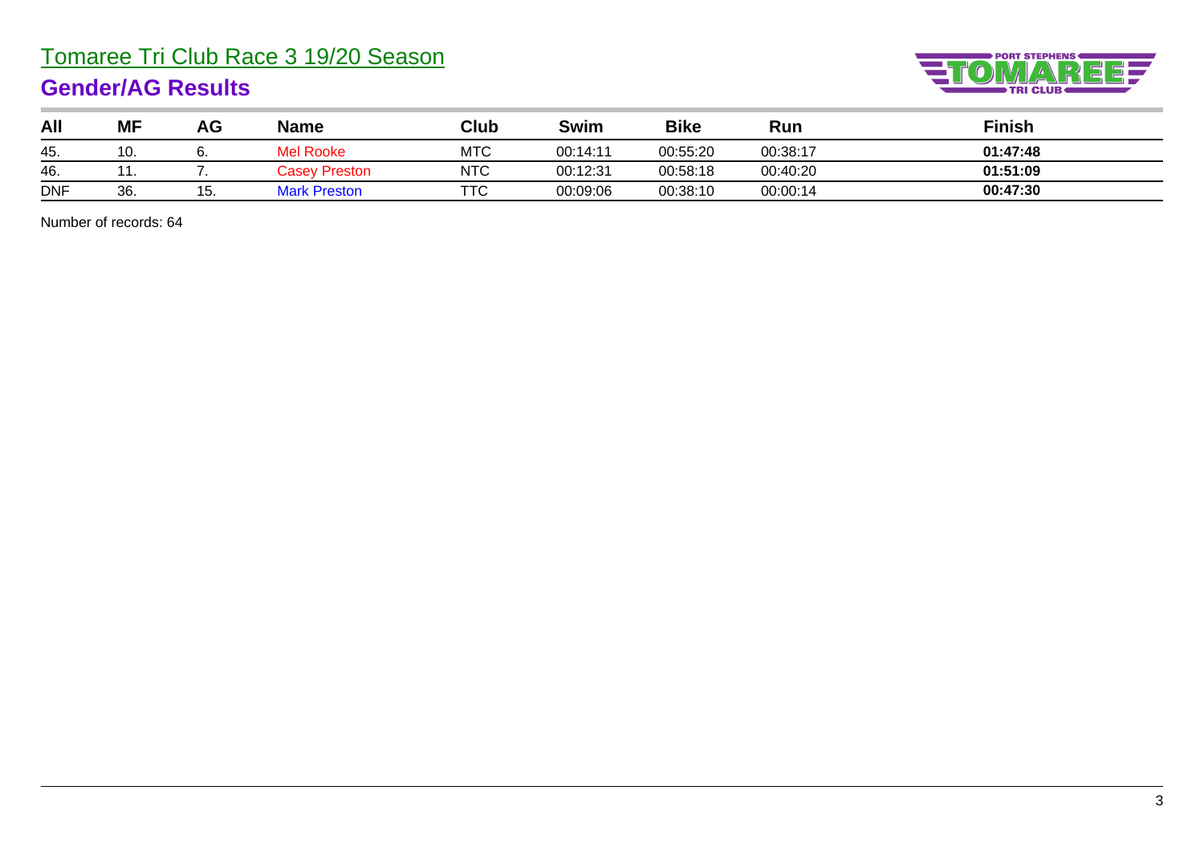# Tomaree Tri Club Race 3 19/20 Season

## Gender/AG Results

| All | MF | AG | Name | Club | Swim | Bike | Run | Finish |
|---|---|---|---|---|---|---|---|---|
| 45. | 10. | 6. | Mel Rooke | MTC | 00:14:11 | 00:55:20 | 00:38:17 | **01:47:48** |
| 46. | 11. | 7. | Casey Preston | NTC | 00:12:31 | 00:58:18 | 00:40:20 | **01:51:09** |
| DNF | 36. | 15. | Mark Preston | TTC | 00:09:06 | 00:38:10 | 00:00:14 | **00:47:30** |

Number of records: 64